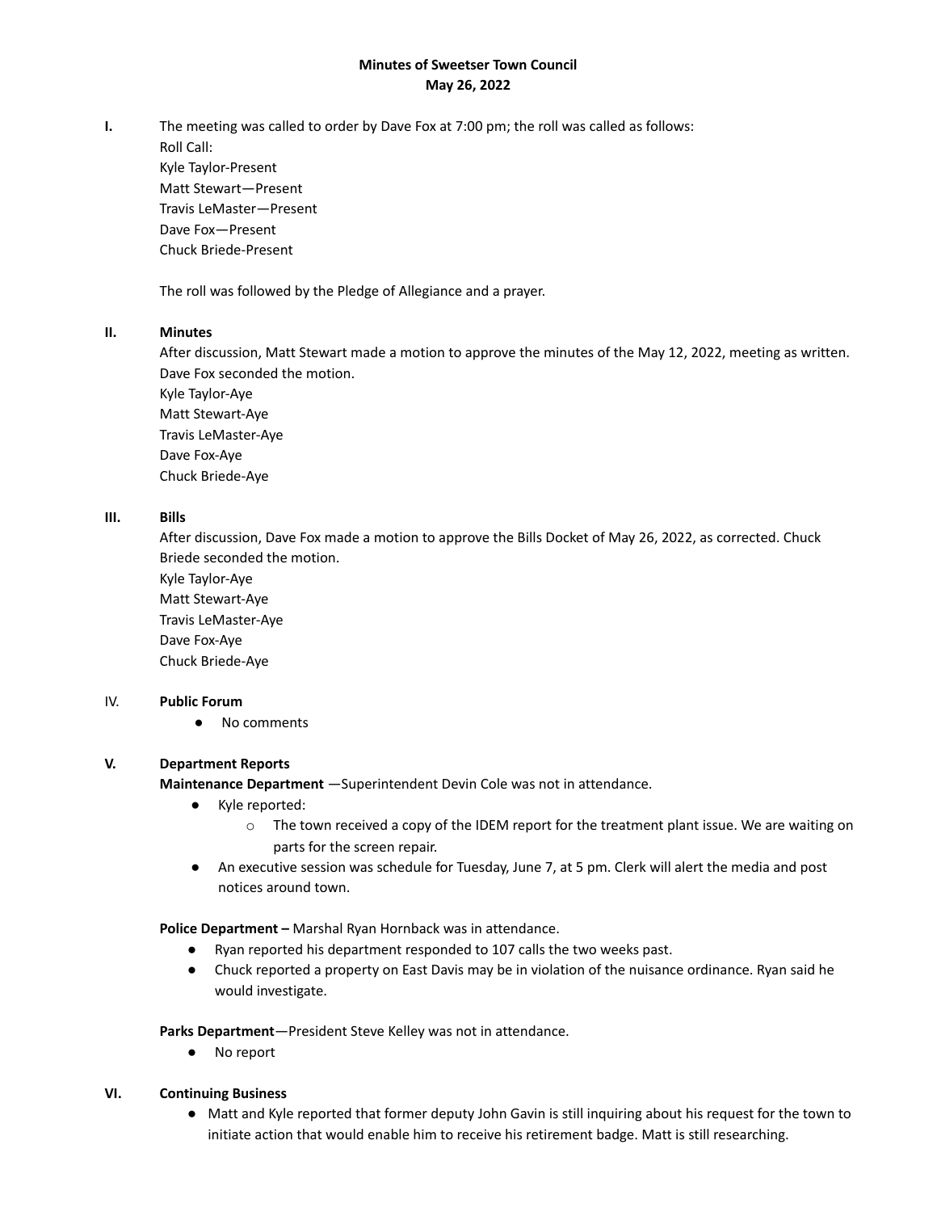**Minutes of Sweetser Town Council**
**May 26, 2022**

**I.** The meeting was called to order by Dave Fox at 7:00 pm; the roll was called as follows:
Roll Call:
Kyle Taylor-Present
Matt Stewart—Present
Travis LeMaster—Present
Dave Fox—Present
Chuck Briede-Present

The roll was followed by the Pledge of Allegiance and a prayer.

**II. Minutes**
After discussion, Matt Stewart made a motion to approve the minutes of the May 12, 2022, meeting as written. Dave Fox seconded the motion.
Kyle Taylor-Aye
Matt Stewart-Aye
Travis LeMaster-Aye
Dave Fox-Aye
Chuck Briede-Aye

**III. Bills**
After discussion, Dave Fox made a motion to approve the Bills Docket of May 26, 2022, as corrected. Chuck Briede seconded the motion.
Kyle Taylor-Aye
Matt Stewart-Aye
Travis LeMaster-Aye
Dave Fox-Aye
Chuck Briede-Aye

IV. **Public Forum**
- No comments

**V. Department Reports**
**Maintenance Department** —Superintendent Devin Cole was not in attendance.
- Kyle reported:
  - The town received a copy of the IDEM report for the treatment plant issue. We are waiting on parts for the screen repair.
- An executive session was schedule for Tuesday, June 7, at 5 pm. Clerk will alert the media and post notices around town.

**Police Department –** Marshal Ryan Hornback was in attendance.
- Ryan reported his department responded to 107 calls the two weeks past.
- Chuck reported a property on East Davis may be in violation of the nuisance ordinance. Ryan said he would investigate.

**Parks Department**—President Steve Kelley was not in attendance.
- No report

**VI. Continuing Business**
- Matt and Kyle reported that former deputy John Gavin is still inquiring about his request for the town to initiate action that would enable him to receive his retirement badge. Matt is still researching.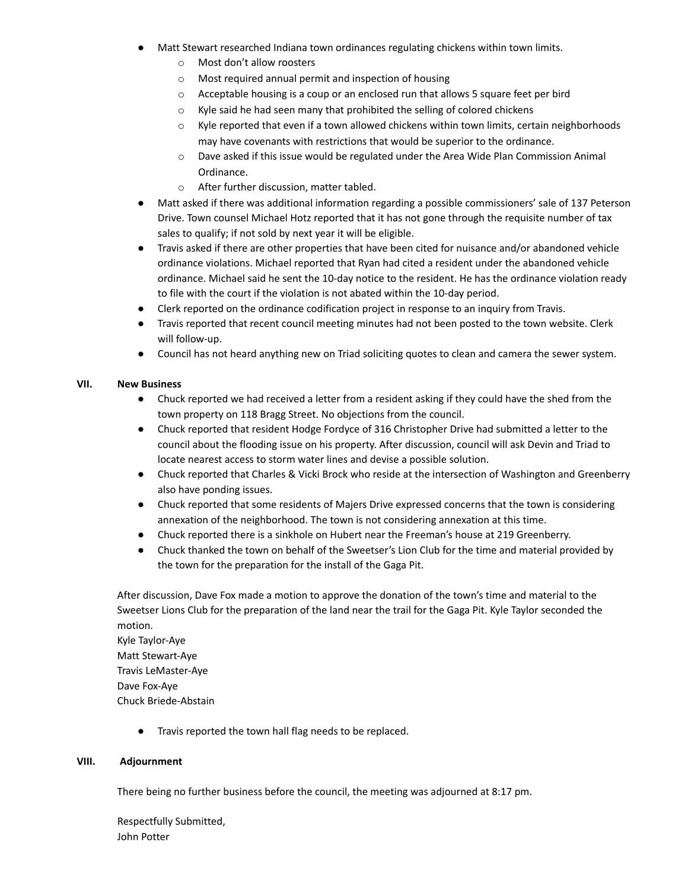- Matt Stewart researched Indiana town ordinances regulating chickens within town limits.
    - Most don't allow roosters
    - Most required annual permit and inspection of housing
    - Acceptable housing is a coup or an enclosed run that allows 5 square feet per bird
    - Kyle said he had seen many that prohibited the selling of colored chickens
    - Kyle reported that even if a town allowed chickens within town limits, certain neighborhoods may have covenants with restrictions that would be superior to the ordinance.
    - Dave asked if this issue would be regulated under the Area Wide Plan Commission Animal Ordinance.
    - After further discussion, matter tabled.
- Matt asked if there was additional information regarding a possible commissioners' sale of 137 Peterson Drive. Town counsel Michael Hotz reported that it has not gone through the requisite number of tax sales to qualify; if not sold by next year it will be eligible.
- Travis asked if there are other properties that have been cited for nuisance and/or abandoned vehicle ordinance violations. Michael reported that Ryan had cited a resident under the abandoned vehicle ordinance. Michael said he sent the 10-day notice to the resident. He has the ordinance violation ready to file with the court if the violation is not abated within the 10-day period.
- Clerk reported on the ordinance codification project in response to an inquiry from Travis.
- Travis reported that recent council meeting minutes had not been posted to the town website. Clerk will follow-up.
- Council has not heard anything new on Triad soliciting quotes to clean and camera the sewer system.

## VII. New Business

- Chuck reported we had received a letter from a resident asking if they could have the shed from the town property on 118 Bragg Street. No objections from the council.
- Chuck reported that resident Hodge Fordyce of 316 Christopher Drive had submitted a letter to the council about the flooding issue on his property. After discussion, council will ask Devin and Triad to locate nearest access to storm water lines and devise a possible solution.
- Chuck reported that Charles & Vicki Brock who reside at the intersection of Washington and Greenberry also have ponding issues.
- Chuck reported that some residents of Majers Drive expressed concerns that the town is considering annexation of the neighborhood. The town is not considering annexation at this time.
- Chuck reported there is a sinkhole on Hubert near the Freeman's house at 219 Greenberry.
- Chuck thanked the town on behalf of the Sweetser's Lion Club for the time and material provided by the town for the preparation for the install of the Gaga Pit.

After discussion, Dave Fox made a motion to approve the donation of the town's time and material to the Sweetser Lions Club for the preparation of the land near the trail for the Gaga Pit. Kyle Taylor seconded the motion.
Kyle Taylor-Aye
Matt Stewart-Aye
Travis LeMaster-Aye
Dave Fox-Aye
Chuck Briede-Abstain

- Travis reported the town hall flag needs to be replaced.

## VIII. Adjournment

There being no further business before the council, the meeting was adjourned at 8:17 pm.

Respectfully Submitted,
John Potter